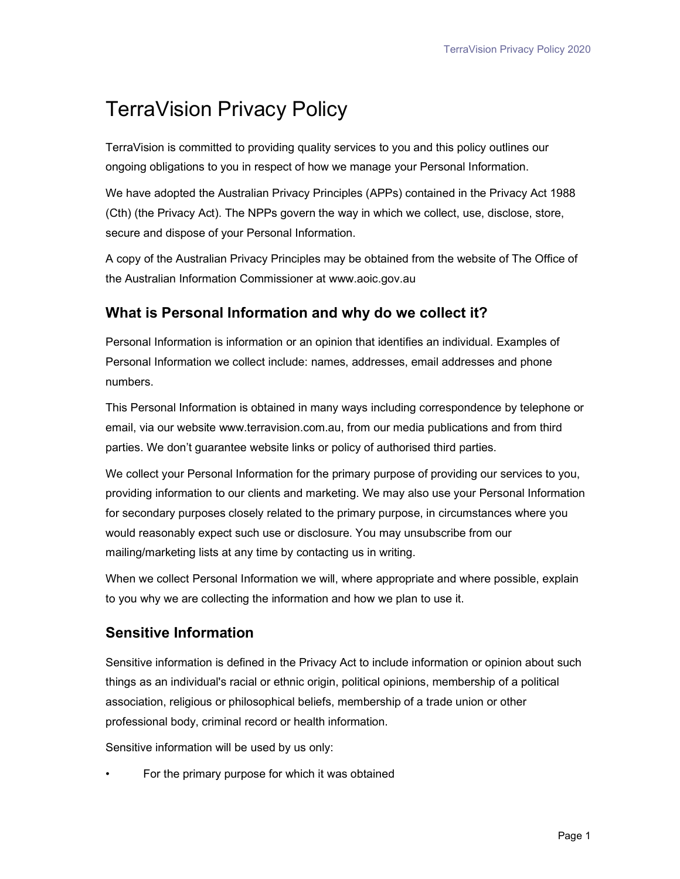# TerraVision Privacy Policy

TerraVision is committed to providing quality services to you and this policy outlines our ongoing obligations to you in respect of how we manage your Personal Information.

We have adopted the Australian Privacy Principles (APPs) contained in the Privacy Act 1988 (Cth) (the Privacy Act). The NPPs govern the way in which we collect, use, disclose, store, secure and dispose of your Personal Information.

A copy of the Australian Privacy Principles may be obtained from the website of The Office of the Australian Information Commissioner at www.aoic.gov.au

## What is Personal Information and why do we collect it?

Personal Information is information or an opinion that identifies an individual. Examples of Personal Information we collect include: names, addresses, email addresses and phone numbers.

This Personal Information is obtained in many ways including correspondence by telephone or email, via our website www.terravision.com.au, from our media publications and from third parties. We don't guarantee website links or policy of authorised third parties.

We collect your Personal Information for the primary purpose of providing our services to you, providing information to our clients and marketing. We may also use your Personal Information for secondary purposes closely related to the primary purpose, in circumstances where you would reasonably expect such use or disclosure. You may unsubscribe from our mailing/marketing lists at any time by contacting us in writing.

When we collect Personal Information we will, where appropriate and where possible, explain to you why we are collecting the information and how we plan to use it.

## Sensitive Information

Sensitive information is defined in the Privacy Act to include information or opinion about such things as an individual's racial or ethnic origin, political opinions, membership of a political association, religious or philosophical beliefs, membership of a trade union or other professional body, criminal record or health information.

Sensitive information will be used by us only:

- For the primary purpose for which it was obtained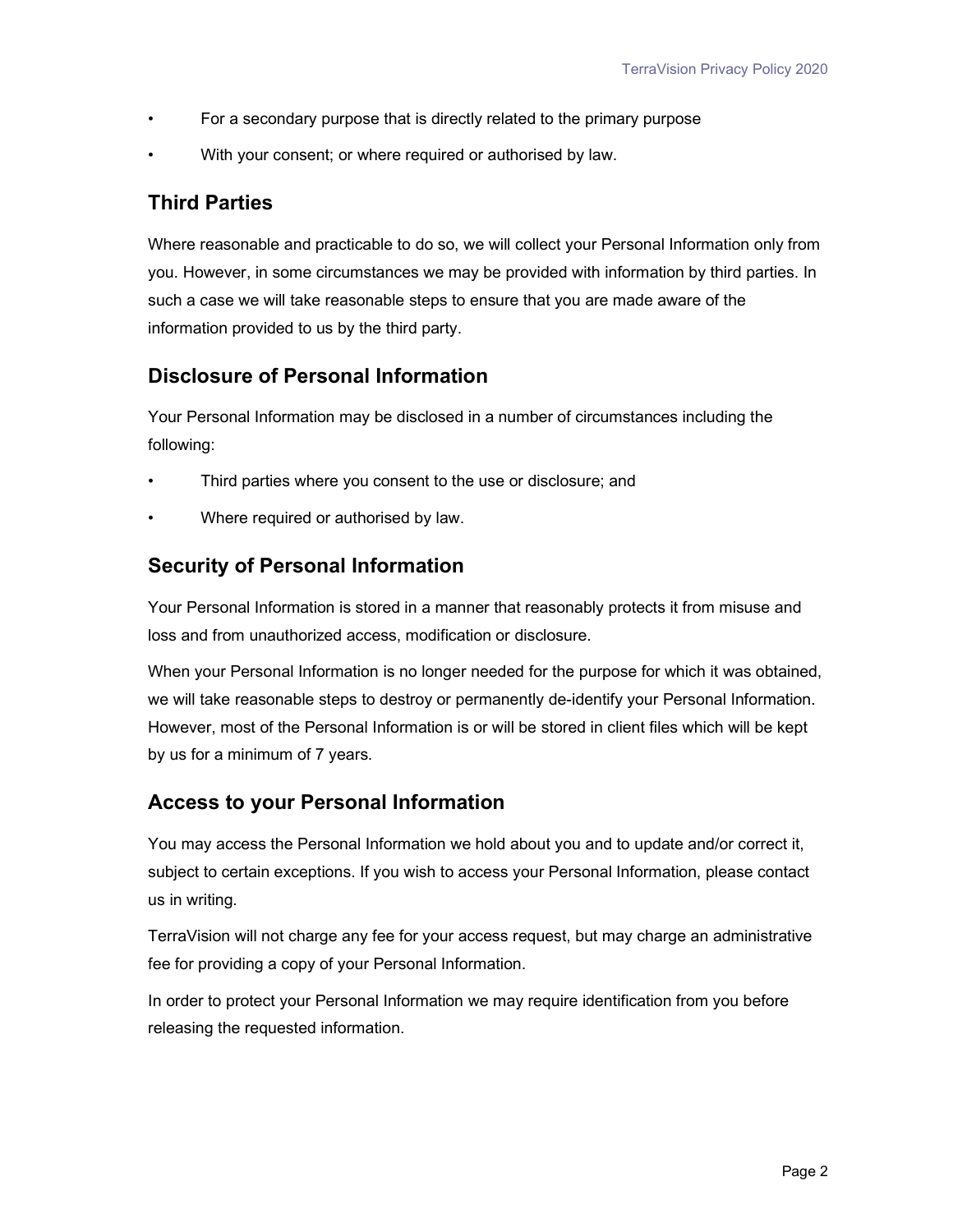- For a secondary purpose that is directly related to the primary purpose
- With your consent; or where required or authorised by law.

## Third Parties

Where reasonable and practicable to do so, we will collect your Personal Information only from you. However, in some circumstances we may be provided with information by third parties. In such a case we will take reasonable steps to ensure that you are made aware of the information provided to us by the third party.

## Disclosure of Personal Information

Your Personal Information may be disclosed in a number of circumstances including the following:

- Third parties where you consent to the use or disclosure; and
- Where required or authorised by law.

## Security of Personal Information

Your Personal Information is stored in a manner that reasonably protects it from misuse and loss and from unauthorized access, modification or disclosure.

When your Personal Information is no longer needed for the purpose for which it was obtained, we will take reasonable steps to destroy or permanently de-identify your Personal Information. However, most of the Personal Information is or will be stored in client files which will be kept by us for a minimum of 7 years.

## Access to your Personal Information

You may access the Personal Information we hold about you and to update and/or correct it, subject to certain exceptions. If you wish to access your Personal Information, please contact us in writing.

TerraVision will not charge any fee for your access request, but may charge an administrative fee for providing a copy of your Personal Information.

In order to protect your Personal Information we may require identification from you before releasing the requested information.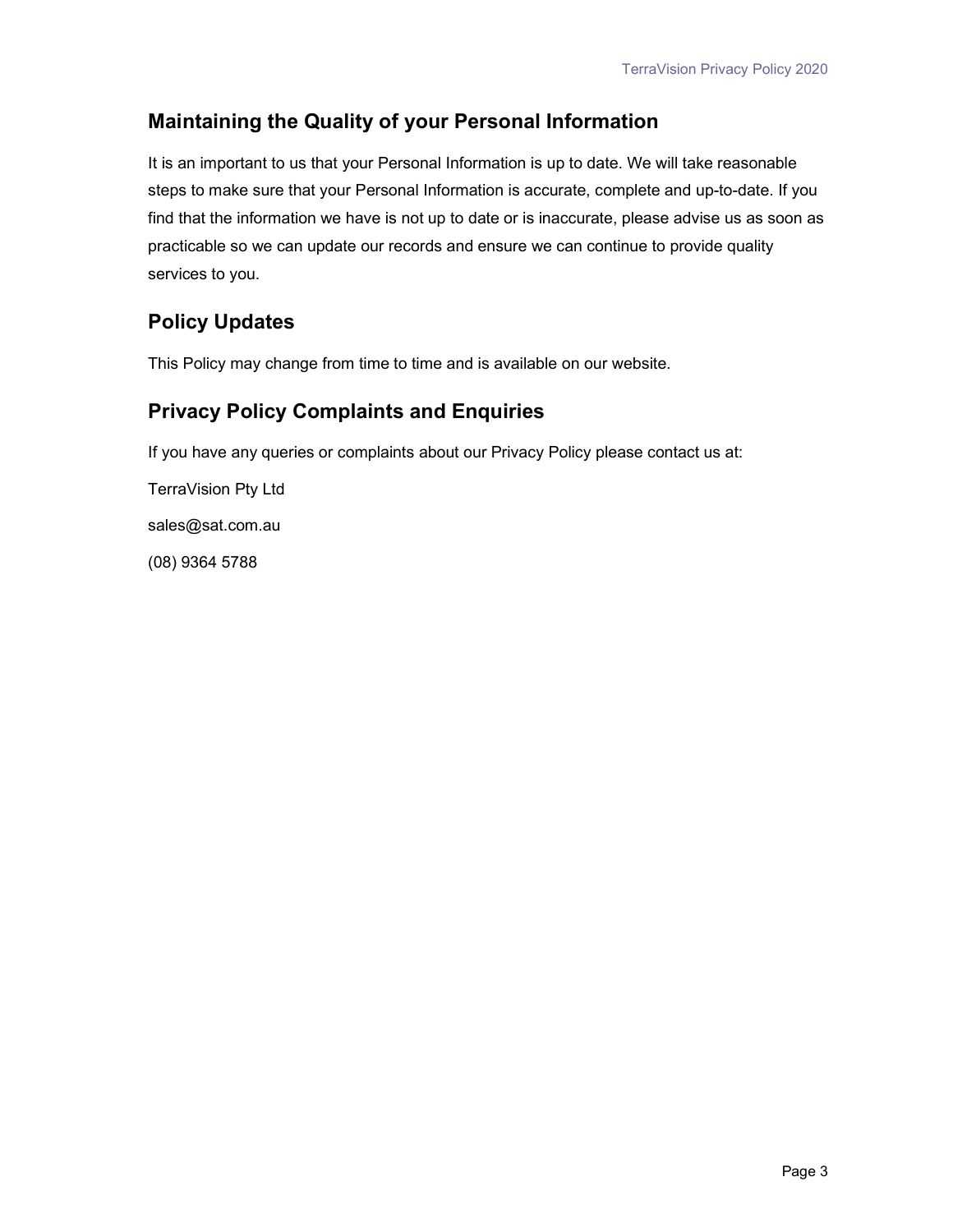## Maintaining the Quality of your Personal Information

It is an important to us that your Personal Information is up to date. We will take reasonable steps to make sure that your Personal Information is accurate, complete and up-to-date. If you find that the information we have is not up to date or is inaccurate, please advise us as soon as practicable so we can update our records and ensure we can continue to provide quality services to you.

## Policy Updates

This Policy may change from time to time and is available on our website.

## Privacy Policy Complaints and Enquiries

If you have any queries or complaints about our Privacy Policy please contact us at:

TerraVision Pty Ltd

sales@sat.com.au

(08) 9364 5788